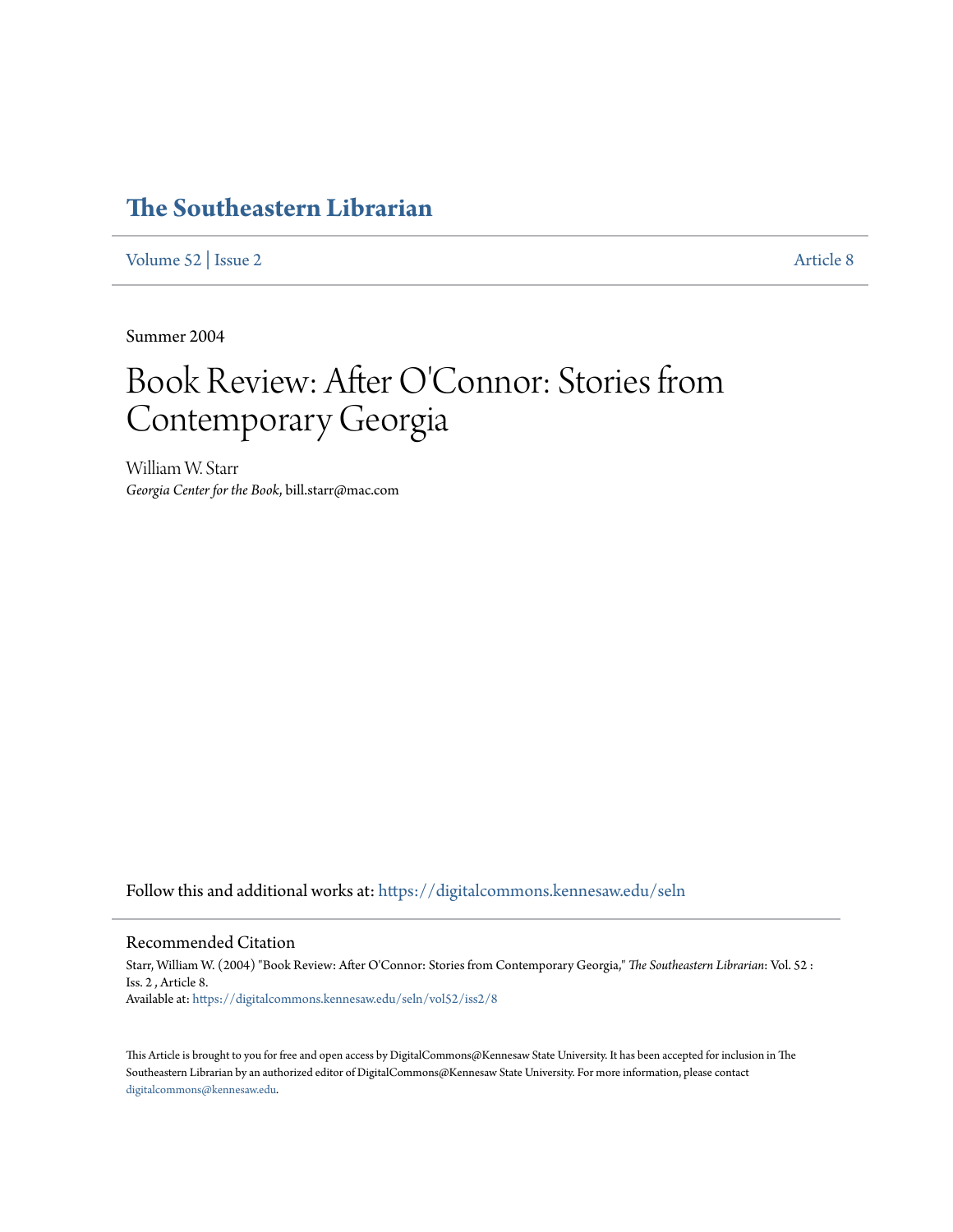# The Southeastern Librarian

Volume 52 | Issue 2 Article 8

Summer 2004

# Book Review: After O'Connor: Stories from Contemporary Georgia

William W. Starr
*Georgia Center for the Book*, bill.starr@mac.com

Follow this and additional works at: https://digitalcommons.kennesaw.edu/seln

## Recommended Citation

Starr, William W. (2004) "Book Review: After O'Connor: Stories from Contemporary Georgia," *The Southeastern Librarian*: Vol. 52 : Iss. 2 , Article 8.
Available at: https://digitalcommons.kennesaw.edu/seln/vol52/iss2/8

This Article is brought to you for free and open access by DigitalCommons@Kennesaw State University. It has been accepted for inclusion in The Southeastern Librarian by an authorized editor of DigitalCommons@Kennesaw State University. For more information, please contact digitalcommons@kennesaw.edu.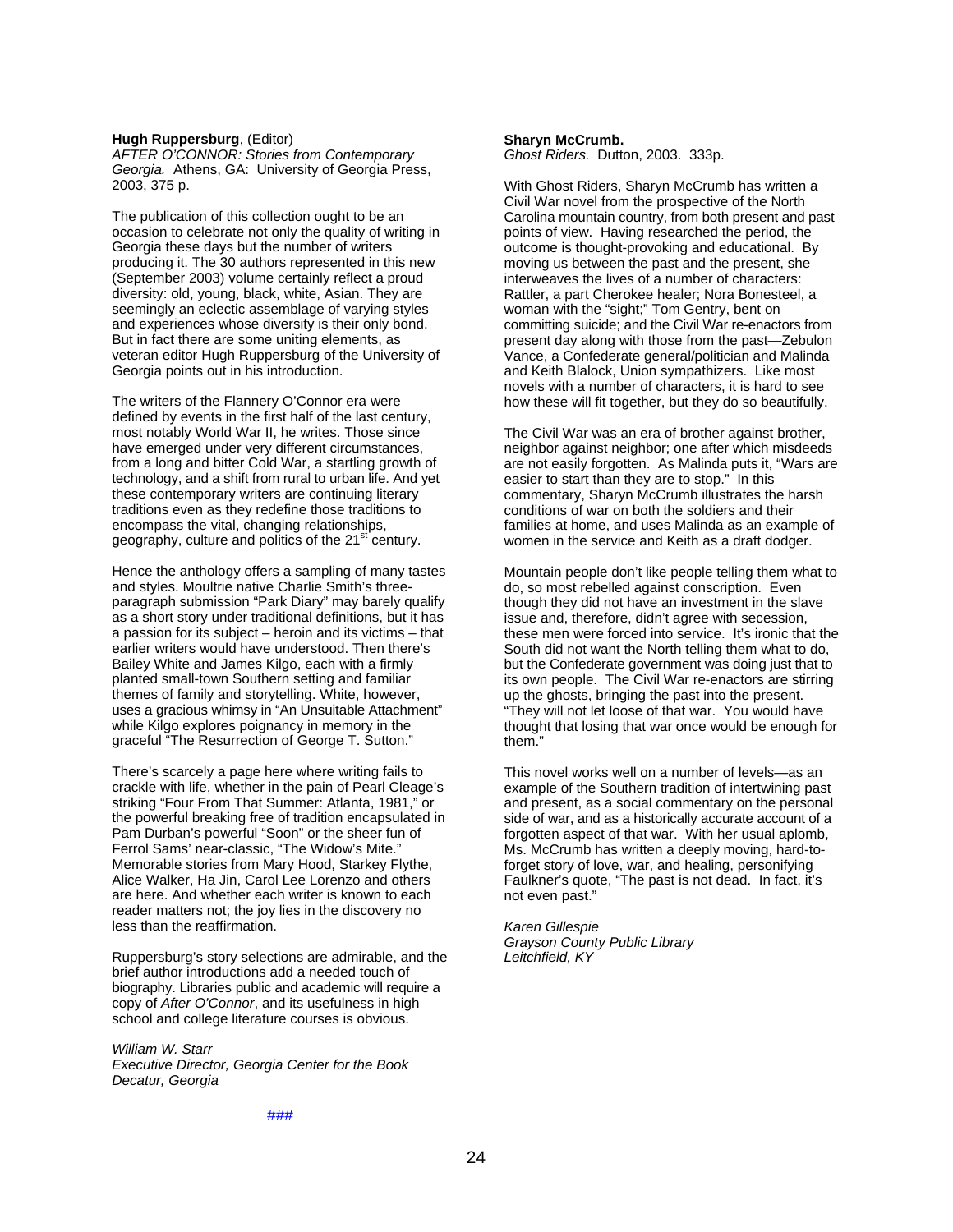**Hugh Ruppersburg**, (Editor)
*AFTER O'CONNOR: Stories from Contemporary Georgia.* Athens, GA: University of Georgia Press, 2003, 375 p.

The publication of this collection ought to be an occasion to celebrate not only the quality of writing in Georgia these days but the number of writers producing it. The 30 authors represented in this new (September 2003) volume certainly reflect a proud diversity: old, young, black, white, Asian. They are seemingly an eclectic assemblage of varying styles and experiences whose diversity is their only bond. But in fact there are some uniting elements, as veteran editor Hugh Ruppersburg of the University of Georgia points out in his introduction.

The writers of the Flannery O'Connor era were defined by events in the first half of the last century, most notably World War II, he writes. Those since have emerged under very different circumstances, from a long and bitter Cold War, a startling growth of technology, and a shift from rural to urban life. And yet these contemporary writers are continuing literary traditions even as they redefine those traditions to encompass the vital, changing relationships, geography, culture and politics of the 21st century.

Hence the anthology offers a sampling of many tastes and styles. Moultrie native Charlie Smith's three-paragraph submission "Park Diary" may barely qualify as a short story under traditional definitions, but it has a passion for its subject – heroin and its victims – that earlier writers would have understood. Then there's Bailey White and James Kilgo, each with a firmly planted small-town Southern setting and familiar themes of family and storytelling. White, however, uses a gracious whimsy in "An Unsuitable Attachment" while Kilgo explores poignancy in memory in the graceful "The Resurrection of George T. Sutton."

There's scarcely a page here where writing fails to crackle with life, whether in the pain of Pearl Cleage's striking "Four From That Summer: Atlanta, 1981," or the powerful breaking free of tradition encapsulated in Pam Durban's powerful "Soon" or the sheer fun of Ferrol Sams' near-classic, "The Widow's Mite." Memorable stories from Mary Hood, Starkey Flythe, Alice Walker, Ha Jin, Carol Lee Lorenzo and others are here. And whether each writer is known to each reader matters not; the joy lies in the discovery no less than the reaffirmation.

Ruppersburg's story selections are admirable, and the brief author introductions add a needed touch of biography. Libraries public and academic will require a copy of *After O'Connor*, and its usefulness in high school and college literature courses is obvious.

*William W. Starr*
*Executive Director, Georgia Center for the Book*
*Decatur, Georgia*

###

**Sharyn McCrumb.**
*Ghost Riders.* Dutton, 2003. 333p.

With Ghost Riders, Sharyn McCrumb has written a Civil War novel from the prospective of the North Carolina mountain country, from both present and past points of view. Having researched the period, the outcome is thought-provoking and educational. By moving us between the past and the present, she interweaves the lives of a number of characters: Rattler, a part Cherokee healer; Nora Bonesteel, a woman with the "sight;" Tom Gentry, bent on committing suicide; and the Civil War re-enactors from present day along with those from the past—Zebulon Vance, a Confederate general/politician and Malinda and Keith Blalock, Union sympathizers. Like most novels with a number of characters, it is hard to see how these will fit together, but they do so beautifully.

The Civil War was an era of brother against brother, neighbor against neighbor; one after which misdeeds are not easily forgotten. As Malinda puts it, "Wars are easier to start than they are to stop." In this commentary, Sharyn McCrumb illustrates the harsh conditions of war on both the soldiers and their families at home, and uses Malinda as an example of women in the service and Keith as a draft dodger.

Mountain people don't like people telling them what to do, so most rebelled against conscription. Even though they did not have an investment in the slave issue and, therefore, didn't agree with secession, these men were forced into service. It's ironic that the South did not want the North telling them what to do, but the Confederate government was doing just that to its own people. The Civil War re-enactors are stirring up the ghosts, bringing the past into the present. "They will not let loose of that war. You would have thought that losing that war once would be enough for them."

This novel works well on a number of levels—as an example of the Southern tradition of intertwining past and present, as a social commentary on the personal side of war, and as a historically accurate account of a forgotten aspect of that war. With her usual aplomb, Ms. McCrumb has written a deeply moving, hard-to-forget story of love, war, and healing, personifying Faulkner's quote, "The past is not dead. In fact, it's not even past."

*Karen Gillespie*
*Grayson County Public Library*
*Leitchfield, KY*